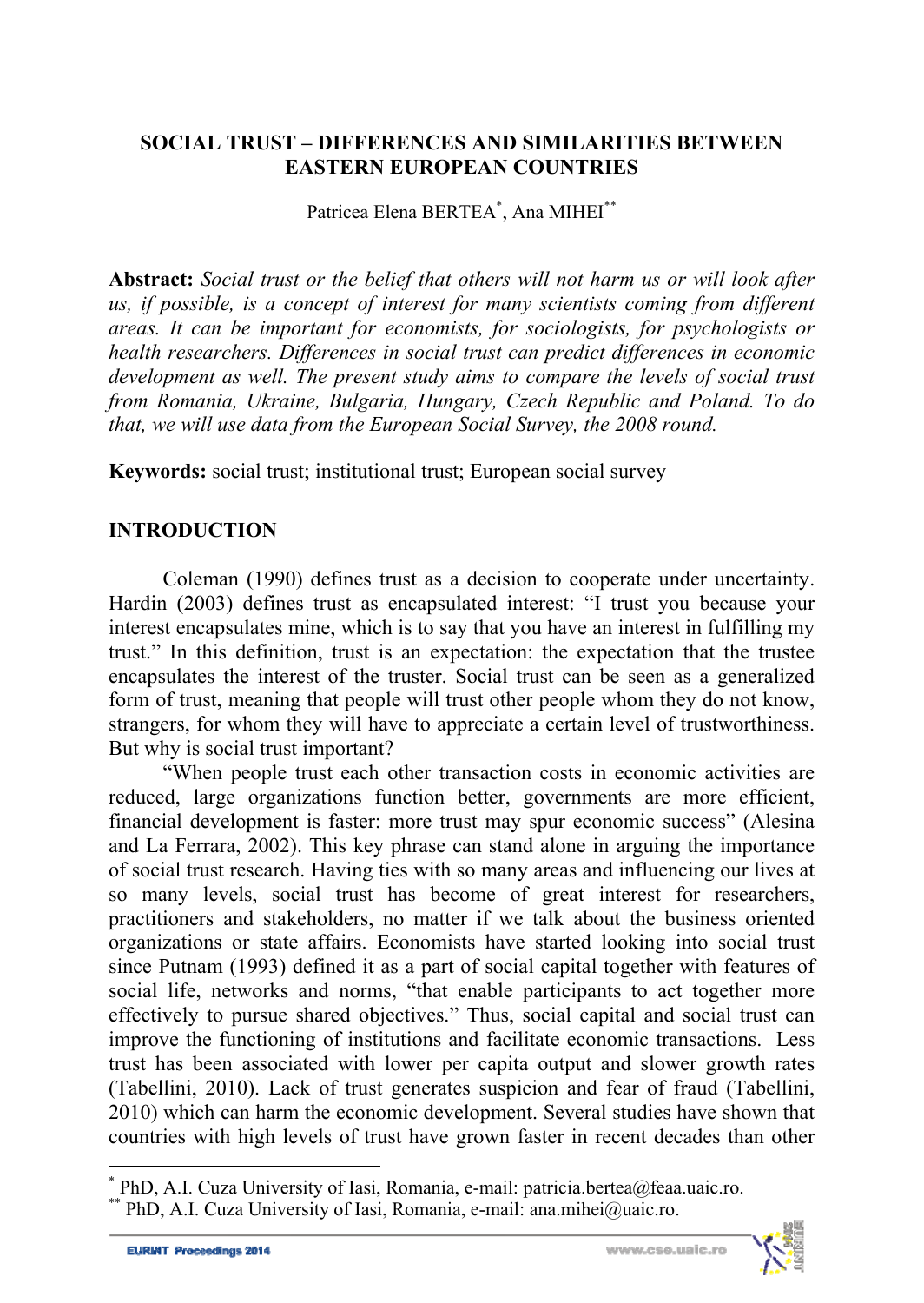# SOCIAL TRUST – DIFFERENCES AND SIMILARITIES BETWEEN EASTERN EUROPEAN COUNTRIES

Patricea Elena BERTEA[*], Ana MIHEI[**]

**Abstract:** *Social trust or the belief that others will not harm us or will look after us, if possible, is a concept of interest for many scientists coming from different areas. It can be important for economists, for sociologists, for psychologists or health researchers. Differences in social trust can predict differences in economic development as well. The present study aims to compare the levels of social trust from Romania, Ukraine, Bulgaria, Hungary, Czech Republic and Poland. To do that, we will use data from the European Social Survey, the 2008 round.*

**Keywords:** social trust; institutional trust; European social survey

## INTRODUCTION

Coleman (1990) defines trust as a decision to cooperate under uncertainty. Hardin (2003) defines trust as encapsulated interest: "I trust you because your interest encapsulates mine, which is to say that you have an interest in fulfilling my trust." In this definition, trust is an expectation: the expectation that the trustee encapsulates the interest of the truster. Social trust can be seen as a generalized form of trust, meaning that people will trust other people whom they do not know, strangers, for whom they will have to appreciate a certain level of trustworthiness. But why is social trust important?

"When people trust each other transaction costs in economic activities are reduced, large organizations function better, governments are more efficient, financial development is faster: more trust may spur economic success" (Alesina and La Ferrara, 2002). This key phrase can stand alone in arguing the importance of social trust research. Having ties with so many areas and influencing our lives at so many levels, social trust has become of great interest for researchers, practitioners and stakeholders, no matter if we talk about the business oriented organizations or state affairs. Economists have started looking into social trust since Putnam (1993) defined it as a part of social capital together with features of social life, networks and norms, "that enable participants to act together more effectively to pursue shared objectives." Thus, social capital and social trust can improve the functioning of institutions and facilitate economic transactions. Less trust has been associated with lower per capita output and slower growth rates (Tabellini, 2010). Lack of trust generates suspicion and fear of fraud (Tabellini, 2010) which can harm the economic development. Several studies have shown that countries with high levels of trust have grown faster in recent decades than other

---

[*] PhD, A.I. Cuza University of Iasi, Romania, e-mail: patricia.bertea@feaa.uaic.ro.

[**] PhD, A.I. Cuza University of Iasi, Romania, e-mail: ana.mihei@uaic.ro.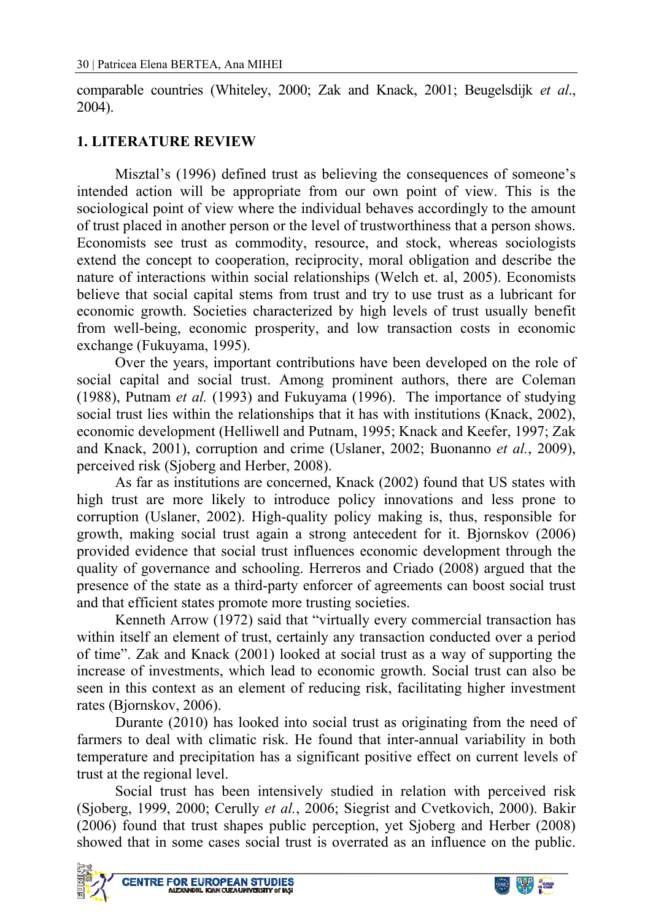comparable countries (Whiteley, 2000; Zak and Knack, 2001; Beugelsdijk *et al*., 2004).

## 1. LITERATURE REVIEW

Misztal's (1996) defined trust as believing the consequences of someone's intended action will be appropriate from our own point of view. This is the sociological point of view where the individual behaves accordingly to the amount of trust placed in another person or the level of trustworthiness that a person shows. Economists see trust as commodity, resource, and stock, whereas sociologists extend the concept to cooperation, reciprocity, moral obligation and describe the nature of interactions within social relationships (Welch et. al, 2005). Economists believe that social capital stems from trust and try to use trust as a lubricant for economic growth. Societies characterized by high levels of trust usually benefit from well-being, economic prosperity, and low transaction costs in economic exchange (Fukuyama, 1995).

Over the years, important contributions have been developed on the role of social capital and social trust. Among prominent authors, there are Coleman (1988), Putnam *et al.* (1993) and Fukuyama (1996). The importance of studying social trust lies within the relationships that it has with institutions (Knack, 2002), economic development (Helliwell and Putnam, 1995; Knack and Keefer, 1997; Zak and Knack, 2001), corruption and crime (Uslaner, 2002; Buonanno *et al.*, 2009), perceived risk (Sjoberg and Herber, 2008).

As far as institutions are concerned, Knack (2002) found that US states with high trust are more likely to introduce policy innovations and less prone to corruption (Uslaner, 2002). High-quality policy making is, thus, responsible for growth, making social trust again a strong antecedent for it. Bjornskov (2006) provided evidence that social trust influences economic development through the quality of governance and schooling. Herreros and Criado (2008) argued that the presence of the state as a third-party enforcer of agreements can boost social trust and that efficient states promote more trusting societies.

Kenneth Arrow (1972) said that "virtually every commercial transaction has within itself an element of trust, certainly any transaction conducted over a period of time". Zak and Knack (2001) looked at social trust as a way of supporting the increase of investments, which lead to economic growth. Social trust can also be seen in this context as an element of reducing risk, facilitating higher investment rates (Bjornskov, 2006).

Durante (2010) has looked into social trust as originating from the need of farmers to deal with climatic risk. He found that inter-annual variability in both temperature and precipitation has a significant positive effect on current levels of trust at the regional level.

Social trust has been intensively studied in relation with perceived risk (Sjoberg, 1999, 2000; Cerully *et al.*, 2006; Siegrist and Cvetkovich, 2000). Bakir (2006) found that trust shapes public perception, yet Sjoberg and Herber (2008) showed that in some cases social trust is overrated as an influence on the public.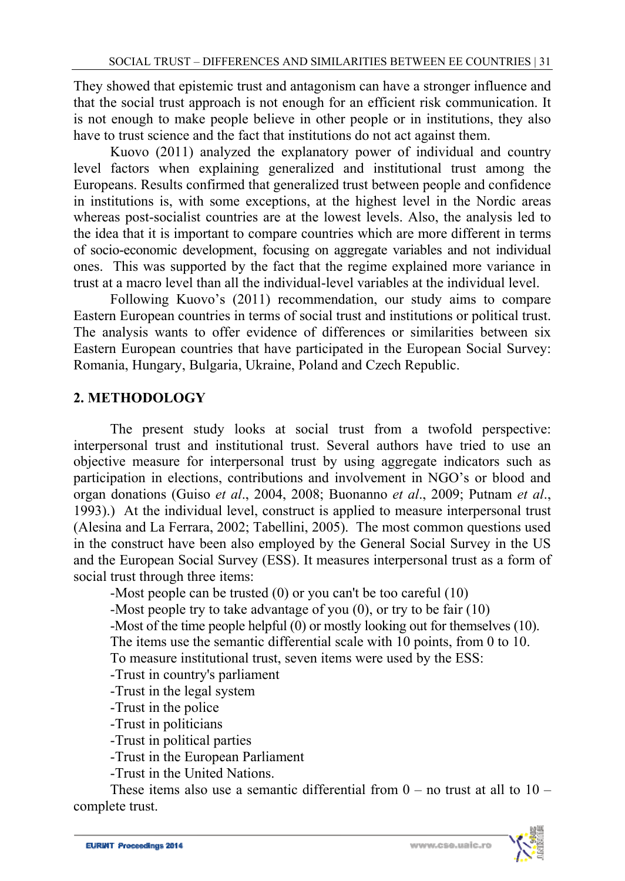They showed that epistemic trust and antagonism can have a stronger influence and that the social trust approach is not enough for an efficient risk communication. It is not enough to make people believe in other people or in institutions, they also have to trust science and the fact that institutions do not act against them.

Kuovo (2011) analyzed the explanatory power of individual and country level factors when explaining generalized and institutional trust among the Europeans. Results confirmed that generalized trust between people and confidence in institutions is, with some exceptions, at the highest level in the Nordic areas whereas post-socialist countries are at the lowest levels. Also, the analysis led to the idea that it is important to compare countries which are more different in terms of socio-economic development, focusing on aggregate variables and not individual ones. This was supported by the fact that the regime explained more variance in trust at a macro level than all the individual-level variables at the individual level.

Following Kuovo's (2011) recommendation, our study aims to compare Eastern European countries in terms of social trust and institutions or political trust. The analysis wants to offer evidence of differences or similarities between six Eastern European countries that have participated in the European Social Survey: Romania, Hungary, Bulgaria, Ukraine, Poland and Czech Republic.

## 2. METHODOLOGY

The present study looks at social trust from a twofold perspective: interpersonal trust and institutional trust. Several authors have tried to use an objective measure for interpersonal trust by using aggregate indicators such as participation in elections, contributions and involvement in NGO's or blood and organ donations (Guiso *et al*., 2004, 2008; Buonanno *et al*., 2009; Putnam *et al*., 1993).) At the individual level, construct is applied to measure interpersonal trust (Alesina and La Ferrara, 2002; Tabellini, 2005). The most common questions used in the construct have been also employed by the General Social Survey in the US and the European Social Survey (ESS). It measures interpersonal trust as a form of social trust through three items:

-Most people can be trusted (0) or you can't be too careful (10)

-Most people try to take advantage of you (0), or try to be fair (10)

-Most of the time people helpful (0) or mostly looking out for themselves (10).

The items use the semantic differential scale with 10 points, from 0 to 10.

To measure institutional trust, seven items were used by the ESS:

-Trust in country's parliament

-Trust in the legal system

-Trust in the police

-Trust in politicians

-Trust in political parties

-Trust in the European Parliament

-Trust in the United Nations.

These items also use a semantic differential from 0 – no trust at all to 10 – complete trust.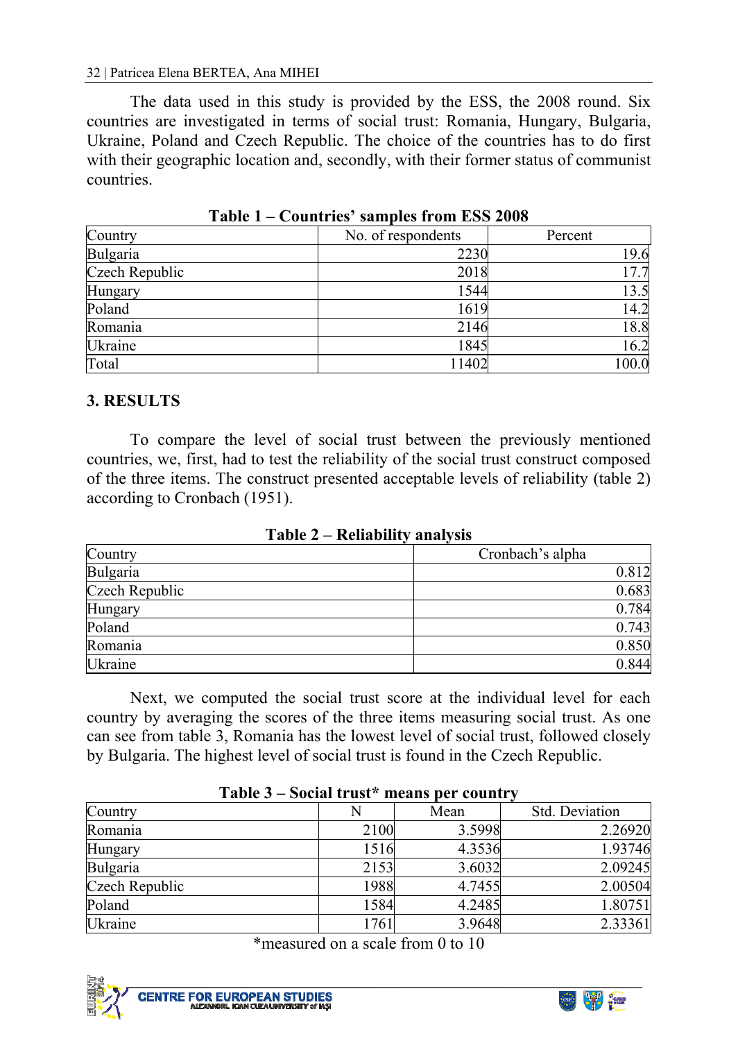The data used in this study is provided by the ESS, the 2008 round. Six countries are investigated in terms of social trust: Romania, Hungary, Bulgaria, Ukraine, Poland and Czech Republic. The choice of the countries has to do first with their geographic location and, secondly, with their former status of communist countries.

**Table 1 – Countries' samples from ESS 2008**

| Country | No. of respondents | Percent |
|---|---|---|
| Bulgaria | 2230 | 19.6 |
| Czech Republic | 2018 | 17.7 |
| Hungary | 1544 | 13.5 |
| Poland | 1619 | 14.2 |
| Romania | 2146 | 18.8 |
| Ukraine | 1845 | 16.2 |
| Total | 11402 | 100.0 |

## 3. RESULTS

To compare the level of social trust between the previously mentioned countries, we, first, had to test the reliability of the social trust construct composed of the three items. The construct presented acceptable levels of reliability (table 2) according to Cronbach (1951).

**Table 2 – Reliability analysis**

| Country | Cronbach's alpha |
|---|---|
| Bulgaria | 0.812 |
| Czech Republic | 0.683 |
| Hungary | 0.784 |
| Poland | 0.743 |
| Romania | 0.850 |
| Ukraine | 0.844 |

Next, we computed the social trust score at the individual level for each country by averaging the scores of the three items measuring social trust. As one can see from table 3, Romania has the lowest level of social trust, followed closely by Bulgaria. The highest level of social trust is found in the Czech Republic.

**Table 3 – Social trust* means per country**

| Country | N | Mean | Std. Deviation |
|---|---|---|---|
| Romania | 2100 | 3.5998 | 2.26920 |
| Hungary | 1516 | 4.3536 | 1.93746 |
| Bulgaria | 2153 | 3.6032 | 2.09245 |
| Czech Republic | 1988 | 4.7455 | 2.00504 |
| Poland | 1584 | 4.2485 | 1.80751 |
| Ukraine | 1761 | 3.9648 | 2.33361 |

*measured on a scale from 0 to 10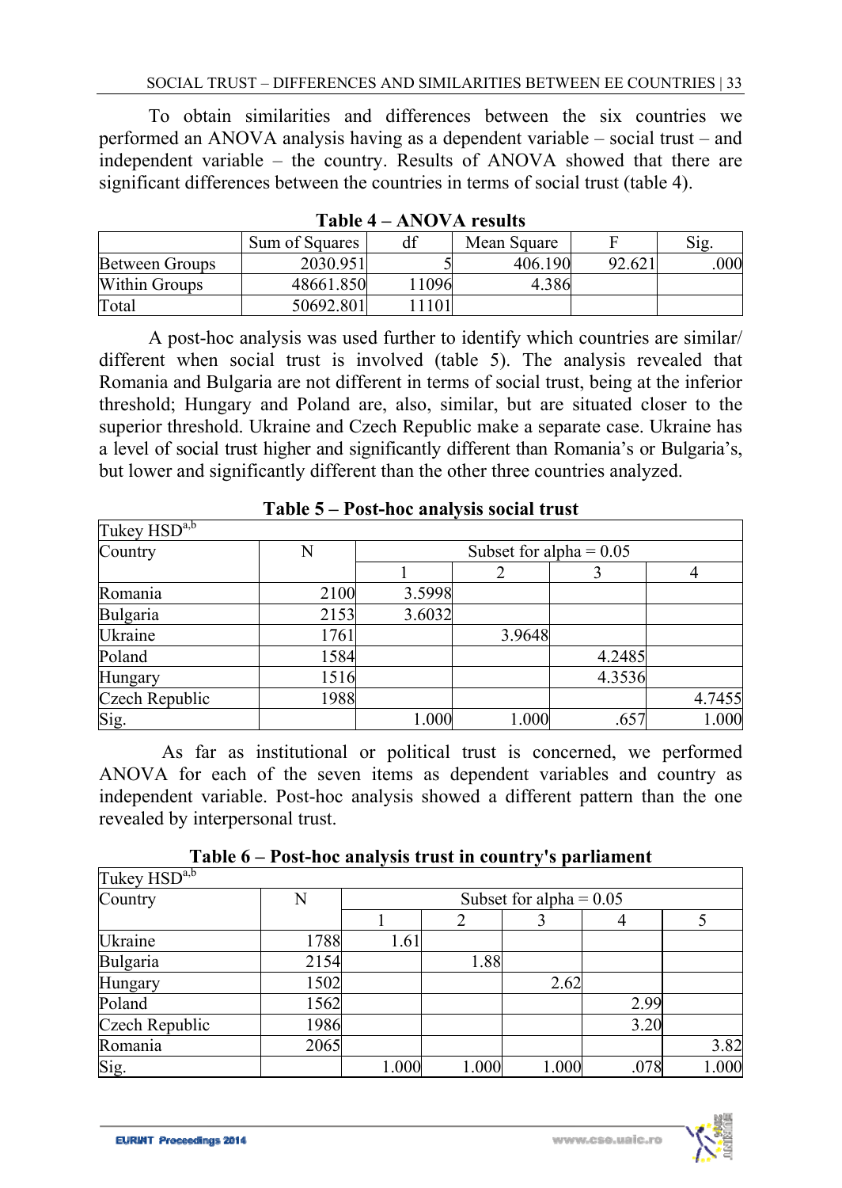To obtain similarities and differences between the six countries we performed an ANOVA analysis having as a dependent variable – social trust – and independent variable – the country. Results of ANOVA showed that there are significant differences between the countries in terms of social trust (table 4).

**Table 4 – ANOVA results**

| | Sum of Squares | df | Mean Square | F | Sig. |
|---|---|---|---|---|---|
| Between Groups | 2030.951 | 5 | 406.190 | 92.621 | .000 |
| Within Groups | 48661.850 | 11096 | 4.386 | | |
| Total | 50692.801 | 11101 | | | |

A post-hoc analysis was used further to identify which countries are similar/ different when social trust is involved (table 5). The analysis revealed that Romania and Bulgaria are not different in terms of social trust, being at the inferior threshold; Hungary and Poland are, also, similar, but are situated closer to the superior threshold. Ukraine and Czech Republic make a separate case. Ukraine has a level of social trust higher and significantly different than Romania's or Bulgaria's, but lower and significantly different than the other three countries analyzed.

**Table 5 – Post-hoc analysis social trust**

| Tukey HSD[a,b] | | | | | |
|---|---|---|---|---|---|
| Country | N | Subset for alpha = 0.05 | | | |
| | | 1 | 2 | 3 | 4 |
| Romania | 2100 | 3.5998 | | | |
| Bulgaria | 2153 | 3.6032 | | | |
| Ukraine | 1761 | | 3.9648 | | |
| Poland | 1584 | | | 4.2485 | |
| Hungary | 1516 | | | 4.3536 | |
| Czech Republic | 1988 | | | | 4.7455 |
| Sig. | | 1.000 | 1.000 | .657 | 1.000 |

As far as institutional or political trust is concerned, we performed ANOVA for each of the seven items as dependent variables and country as independent variable. Post-hoc analysis showed a different pattern than the one revealed by interpersonal trust.

**Table 6 – Post-hoc analysis trust in country's parliament**

| Tukey HSD[a,b] | | | | | | |
|---|---|---|---|---|---|---|
| Country | N | Subset for alpha = 0.05 | | | | |
| | | 1 | 2 | 3 | 4 | 5 |
| Ukraine | 1788 | 1.61 | | | | |
| Bulgaria | 2154 | | 1.88 | | | |
| Hungary | 1502 | | | 2.62 | | |
| Poland | 1562 | | | | 2.99 | |
| Czech Republic | 1986 | | | | 3.20 | |
| Romania | 2065 | | | | | 3.82 |
| Sig. | | 1.000 | 1.000 | 1.000 | .078 | 1.000 |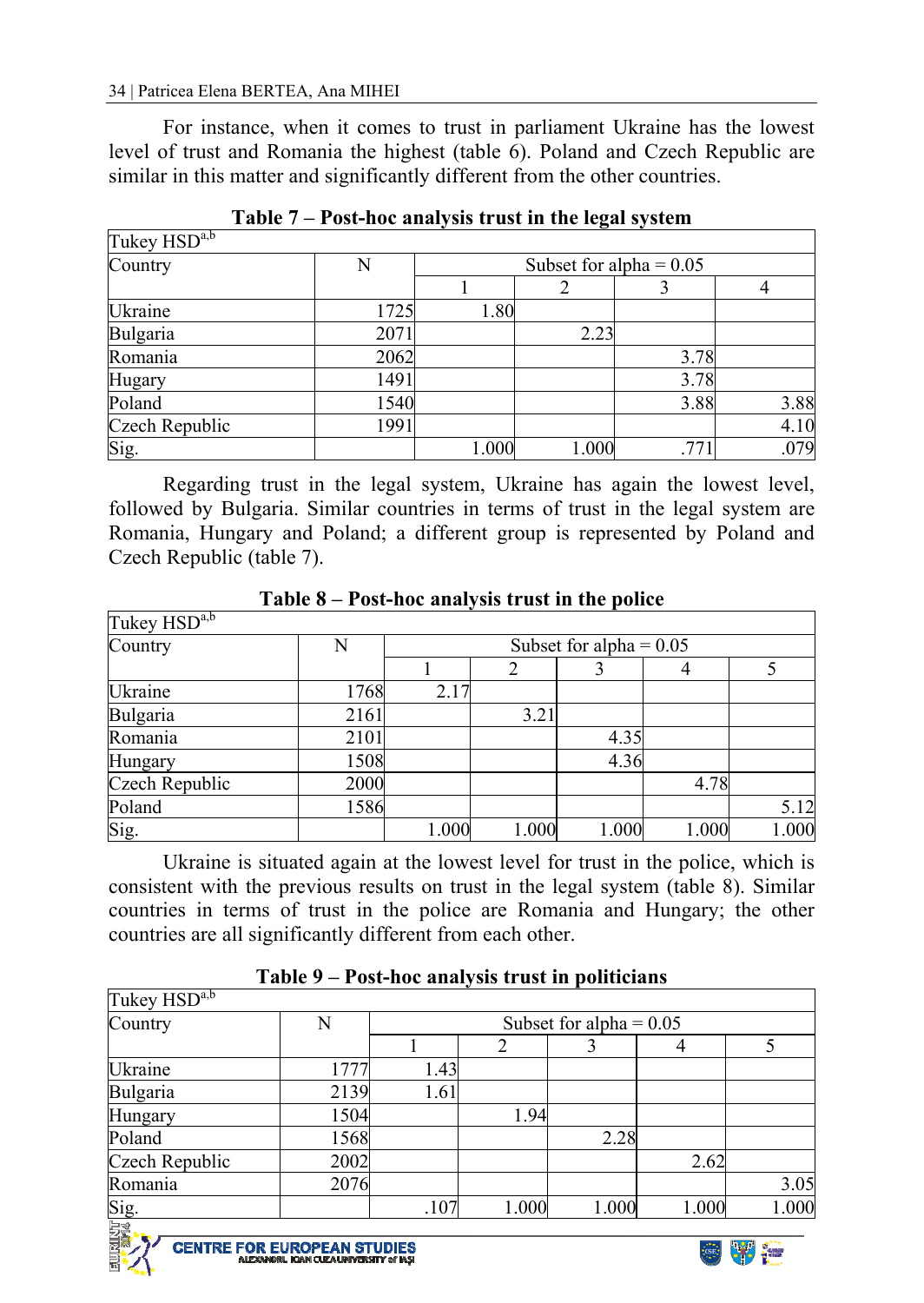For instance, when it comes to trust in parliament Ukraine has the lowest level of trust and Romania the highest (table 6). Poland and Czech Republic are similar in this matter and significantly different from the other countries.

**Table 7 – Post-hoc analysis trust in the legal system**

| Tukey HSD[a,b] | | | | | |
|---|---|---|---|---|---|
| Country | N | Subset for alpha = 0.05 | | | |
| | | 1 | 2 | 3 | 4 |
| Ukraine | 1725 | 1.80 | | | |
| Bulgaria | 2071 | | 2.23 | | |
| Romania | 2062 | | | 3.78 | |
| Hugary | 1491 | | | 3.78 | |
| Poland | 1540 | | | 3.88 | 3.88 |
| Czech Republic | 1991 | | | | 4.10 |
| Sig. | | 1.000 | 1.000 | .771 | .079 |

Regarding trust in the legal system, Ukraine has again the lowest level, followed by Bulgaria. Similar countries in terms of trust in the legal system are Romania, Hungary and Poland; a different group is represented by Poland and Czech Republic (table 7).

**Table 8 – Post-hoc analysis trust in the police**

| Tukey HSD[a,b] | | | | | | |
|---|---|---|---|---|---|---|
| Country | N | Subset for alpha = 0.05 | | | | |
| | | 1 | 2 | 3 | 4 | 5 |
| Ukraine | 1768 | 2.17 | | | | |
| Bulgaria | 2161 | | 3.21 | | | |
| Romania | 2101 | | | 4.35 | | |
| Hungary | 1508 | | | 4.36 | | |
| Czech Republic | 2000 | | | | 4.78 | |
| Poland | 1586 | | | | | 5.12 |
| Sig. | | 1.000 | 1.000 | 1.000 | 1.000 | 1.000 |

Ukraine is situated again at the lowest level for trust in the police, which is consistent with the previous results on trust in the legal system (table 8). Similar countries in terms of trust in the police are Romania and Hungary; the other countries are all significantly different from each other.

**Table 9 – Post-hoc analysis trust in politicians**

| Tukey HSD[a,b] | | | | | | |
|---|---|---|---|---|---|---|
| Country | N | Subset for alpha = 0.05 | | | | |
| | | 1 | 2 | 3 | 4 | 5 |
| Ukraine | 1777 | 1.43 | | | | |
| Bulgaria | 2139 | 1.61 | | | | |
| Hungary | 1504 | | 1.94 | | | |
| Poland | 1568 | | | 2.28 | | |
| Czech Republic | 2002 | | | | 2.62 | |
| Romania | 2076 | | | | | 3.05 |
| Sig. | | .107 | 1.000 | 1.000 | 1.000 | 1.000 |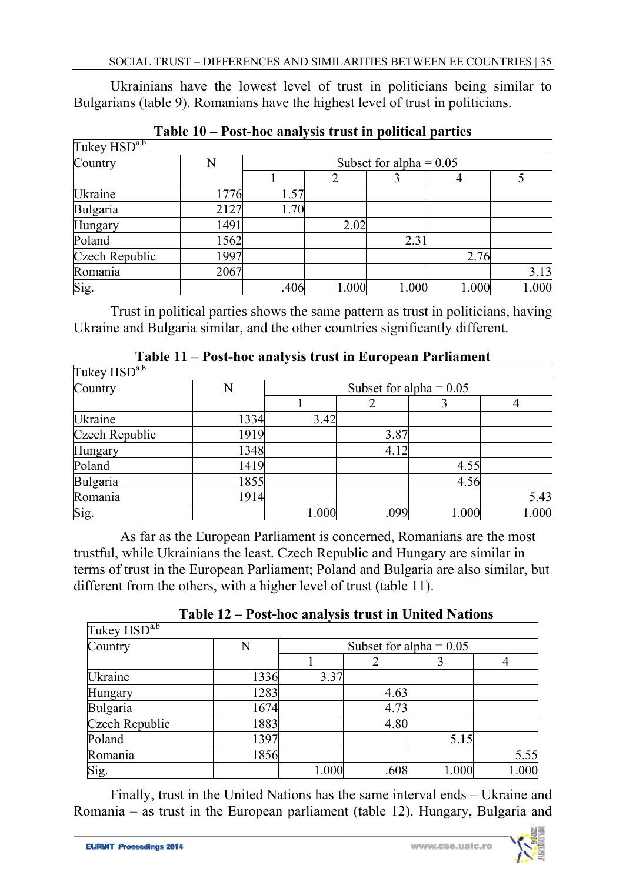Ukrainians have the lowest level of trust in politicians being similar to Bulgarians (table 9). Romanians have the highest level of trust in politicians.

**Table 10 – Post-hoc analysis trust in political parties**

| Tukey HSD[a,b] | | | | | | |
|---|---|---|---|---|---|---|
| Country | N | Subset for alpha = 0.05 | | | | |
| | | 1 | 2 | 3 | 4 | 5 |
| Ukraine | 1776 | 1.57 | | | | |
| Bulgaria | 2127 | 1.70 | | | | |
| Hungary | 1491 | | 2.02 | | | |
| Poland | 1562 | | | 2.31 | | |
| Czech Republic | 1997 | | | | 2.76 | |
| Romania | 2067 | | | | | 3.13 |
| Sig. | | .406 | 1.000 | 1.000 | 1.000 | 1.000 |

Trust in political parties shows the same pattern as trust in politicians, having Ukraine and Bulgaria similar, and the other countries significantly different.

**Table 11 – Post-hoc analysis trust in European Parliament**

| Tukey HSD[a,b] | | | | | |
|---|---|---|---|---|---|
| Country | N | Subset for alpha = 0.05 | | | |
| | | 1 | 2 | 3 | 4 |
| Ukraine | 1334 | 3.42 | | | |
| Czech Republic | 1919 | | 3.87 | | |
| Hungary | 1348 | | 4.12 | | |
| Poland | 1419 | | | 4.55 | |
| Bulgaria | 1855 | | | 4.56 | |
| Romania | 1914 | | | | 5.43 |
| Sig. | | 1.000 | .099 | 1.000 | 1.000 |

As far as the European Parliament is concerned, Romanians are the most trustful, while Ukrainians the least. Czech Republic and Hungary are similar in terms of trust in the European Parliament; Poland and Bulgaria are also similar, but different from the others, with a higher level of trust (table 11).

**Table 12 – Post-hoc analysis trust in United Nations**

| Tukey HSD[a,b] | | | | | |
|---|---|---|---|---|---|
| Country | N | Subset for alpha = 0.05 | | | |
| | | 1 | 2 | 3 | 4 |
| Ukraine | 1336 | 3.37 | | | |
| Hungary | 1283 | | 4.63 | | |
| Bulgaria | 1674 | | 4.73 | | |
| Czech Republic | 1883 | | 4.80 | | |
| Poland | 1397 | | | 5.15 | |
| Romania | 1856 | | | | 5.55 |
| Sig. | | 1.000 | .608 | 1.000 | 1.000 |

Finally, trust in the United Nations has the same interval ends – Ukraine and Romania – as trust in the European parliament (table 12). Hungary, Bulgaria and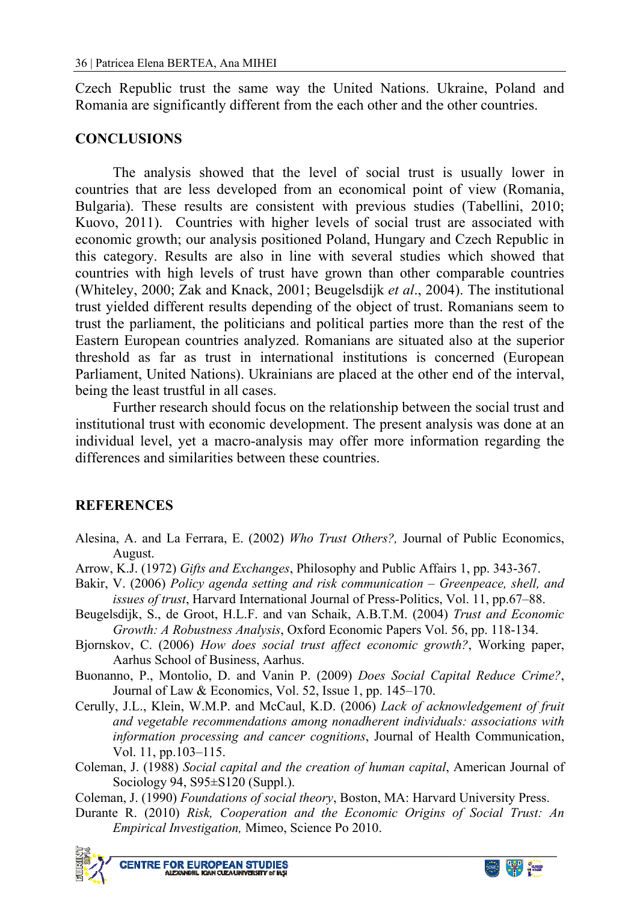Czech Republic trust the same way the United Nations. Ukraine, Poland and Romania are significantly different from the each other and the other countries.

## CONCLUSIONS

The analysis showed that the level of social trust is usually lower in countries that are less developed from an economical point of view (Romania, Bulgaria). These results are consistent with previous studies (Tabellini, 2010; Kuovo, 2011). Countries with higher levels of social trust are associated with economic growth; our analysis positioned Poland, Hungary and Czech Republic in this category. Results are also in line with several studies which showed that countries with high levels of trust have grown than other comparable countries (Whiteley, 2000; Zak and Knack, 2001; Beugelsdijk *et al*., 2004). The institutional trust yielded different results depending of the object of trust. Romanians seem to trust the parliament, the politicians and political parties more than the rest of the Eastern European countries analyzed. Romanians are situated also at the superior threshold as far as trust in international institutions is concerned (European Parliament, United Nations). Ukrainians are placed at the other end of the interval, being the least trustful in all cases.

Further research should focus on the relationship between the social trust and institutional trust with economic development. The present analysis was done at an individual level, yet a macro-analysis may offer more information regarding the differences and similarities between these countries.

## REFERENCES

Alesina, A. and La Ferrara, E. (2002) *Who Trust Others?,* Journal of Public Economics, August.

Arrow, K.J. (1972) *Gifts and Exchanges*, Philosophy and Public Affairs 1, pp. 343-367.

Bakir, V. (2006) *Policy agenda setting and risk communication – Greenpeace, shell, and issues of trust*, Harvard International Journal of Press-Politics, Vol. 11, pp.67–88.

Beugelsdijk, S., de Groot, H.L.F. and van Schaik, A.B.T.M. (2004) *Trust and Economic Growth: A Robustness Analysis*, Oxford Economic Papers Vol. 56, pp. 118-134.

Bjornskov, C. (2006) *How does social trust affect economic growth?*, Working paper, Aarhus School of Business, Aarhus.

Buonanno, P., Montolio, D. and Vanin P. (2009) *Does Social Capital Reduce Crime?*, Journal of Law & Economics, Vol. 52, Issue 1, pp. 145–170.

Cerully, J.L., Klein, W.M.P. and McCaul, K.D. (2006) *Lack of acknowledgement of fruit and vegetable recommendations among nonadherent individuals: associations with information processing and cancer cognitions*, Journal of Health Communication, Vol. 11, pp.103–115.

Coleman, J. (1988) *Social capital and the creation of human capital*, American Journal of Sociology 94, S95±S120 (Suppl.).

Coleman, J. (1990) *Foundations of social theory*, Boston, MA: Harvard University Press.

Durante R. (2010) *Risk, Cooperation and the Economic Origins of Social Trust: An Empirical Investigation,* Mimeo, Science Po 2010.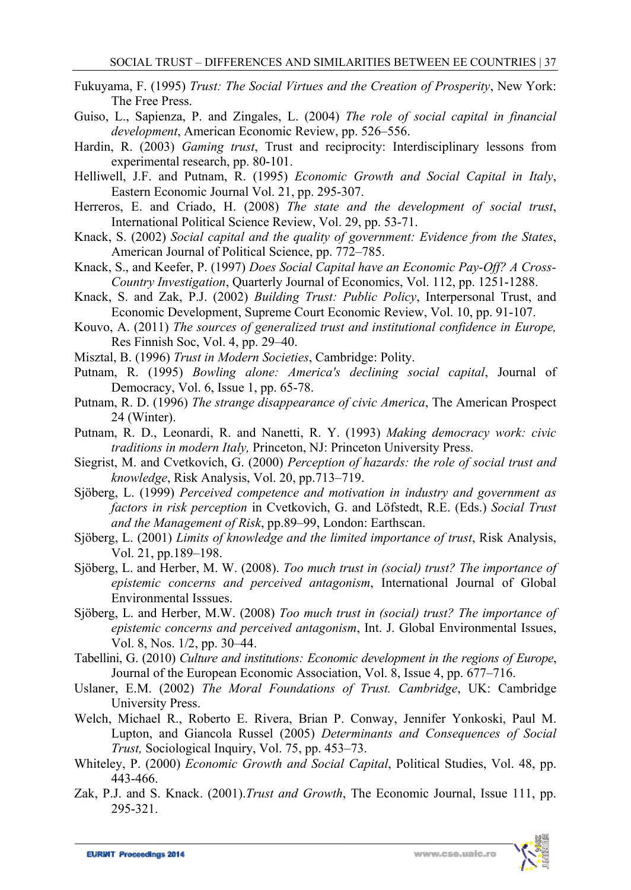Fukuyama, F. (1995) *Trust: The Social Virtues and the Creation of Prosperity*, New York: The Free Press.

Guiso, L., Sapienza, P. and Zingales, L. (2004) *The role of social capital in financial development*, American Economic Review, pp. 526–556.

Hardin, R. (2003) *Gaming trust*, Trust and reciprocity: Interdisciplinary lessons from experimental research, pp. 80-101.

Helliwell, J.F. and Putnam, R. (1995) *Economic Growth and Social Capital in Italy*, Eastern Economic Journal Vol. 21, pp. 295-307.

Herreros, E. and Criado, H. (2008) *The state and the development of social trust*, International Political Science Review, Vol. 29, pp. 53-71.

Knack, S. (2002) *Social capital and the quality of government: Evidence from the States*, American Journal of Political Science, pp. 772–785.

Knack, S., and Keefer, P. (1997) *Does Social Capital have an Economic Pay-Off? A Cross-Country Investigation*, Quarterly Journal of Economics, Vol. 112, pp. 1251-1288.

Knack, S. and Zak, P.J. (2002) *Building Trust: Public Policy*, Interpersonal Trust, and Economic Development, Supreme Court Economic Review, Vol. 10, pp. 91-107.

Kouvo, A. (2011) *The sources of generalized trust and institutional confidence in Europe,* Res Finnish Soc, Vol. 4, pp. 29–40.

Misztal, B. (1996) *Trust in Modern Societies*, Cambridge: Polity.

Putnam, R. (1995) *Bowling alone: America's declining social capital*, Journal of Democracy, Vol. 6, Issue 1, pp. 65-78.

Putnam, R. D. (1996) *The strange disappearance of civic America*, The American Prospect 24 (Winter).

Putnam, R. D., Leonardi, R. and Nanetti, R. Y. (1993) *Making democracy work: civic traditions in modern Italy,* Princeton, NJ: Princeton University Press.

Siegrist, M. and Cvetkovich, G. (2000) *Perception of hazards: the role of social trust and knowledge*, Risk Analysis, Vol. 20, pp.713–719.

Sjöberg, L. (1999) *Perceived competence and motivation in industry and government as factors in risk perception* in Cvetkovich, G. and Löfstedt, R.E. (Eds.) *Social Trust and the Management of Risk*, pp.89–99, London: Earthscan.

Sjöberg, L. (2001) *Limits of knowledge and the limited importance of trust*, Risk Analysis, Vol. 21, pp.189–198.

Sjöberg, L. and Herber, M. W. (2008). *Too much trust in (social) trust? The importance of epistemic concerns and perceived antagonism*, International Journal of Global Environmental Isssues.

Sjöberg, L. and Herber, M.W. (2008) *Too much trust in (social) trust? The importance of epistemic concerns and perceived antagonism*, Int. J. Global Environmental Issues, Vol. 8, Nos. 1/2, pp. 30–44.

Tabellini, G. (2010) *Culture and institutions: Economic development in the regions of Europe*, Journal of the European Economic Association, Vol. 8, Issue 4, pp. 677–716.

Uslaner, E.M. (2002) *The Moral Foundations of Trust. Cambridge*, UK: Cambridge University Press.

Welch, Michael R., Roberto E. Rivera, Brian P. Conway, Jennifer Yonkoski, Paul M. Lupton, and Giancola Russel (2005) *Determinants and Consequences of Social Trust,* Sociological Inquiry, Vol. 75, pp. 453–73.

Whiteley, P. (2000) *Economic Growth and Social Capital*, Political Studies, Vol. 48, pp. 443-466.

Zak, P.J. and S. Knack. (2001).*Trust and Growth*, The Economic Journal, Issue 111, pp. 295-321.